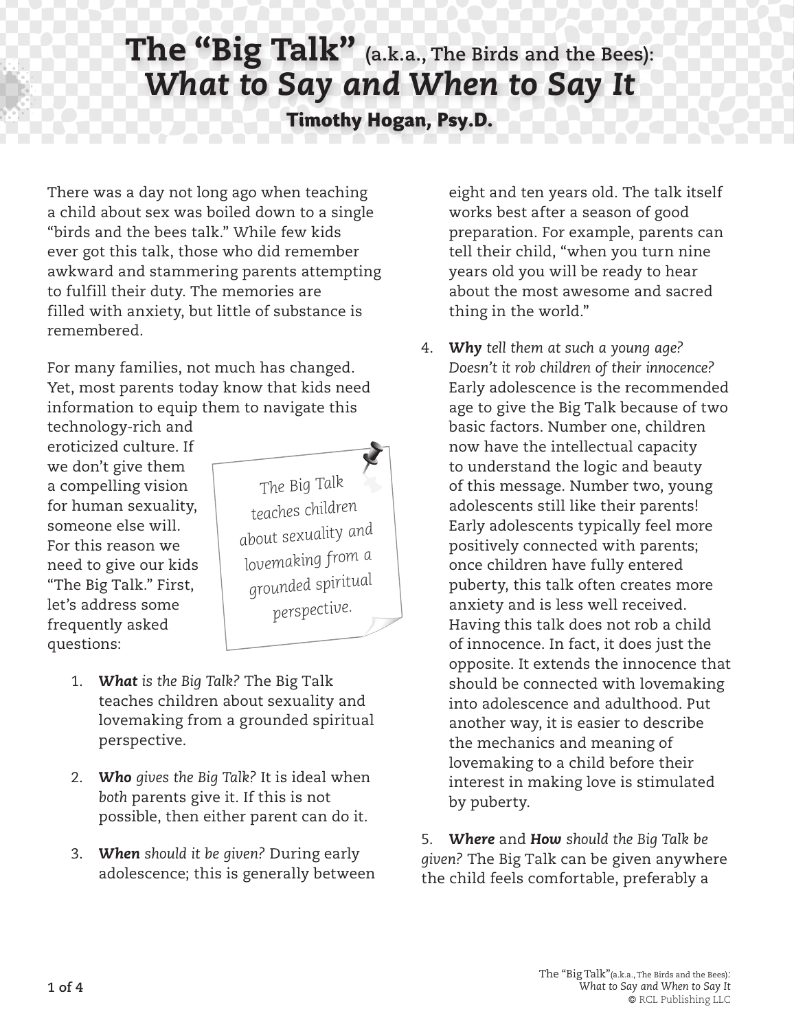# The "Big Talk" (a.k.a., The Birds and the Bees): *What to Say and When to Say It*

**Timothy Hogan, Psy.D.**

There was a day not long ago when teaching a child about sex was boiled down to a single "birds and the bees talk." While few kids ever got this talk, those who did remember awkward and stammering parents attempting to fulfill their duty. The memories are filled with anxiety, but little of substance is remembered.

For many families, not much has changed. Yet, most parents today know that kids need information to equip them to navigate this technology-rich and eroticized culture. If we don't give them a compelling vision for human sexuality, someone else will. For this reason we need to give our kids "The Big Talk." First, let's address some frequently asked questions:

> *The Big Talk teaches children about sexuality and lovemaking from a grounded spiritual perspective.*

1. ***What** is the Big Talk?* The Big Talk teaches children about sexuality and lovemaking from a grounded spiritual perspective.

2. ***Who** gives the Big Talk?* It is ideal when *both* parents give it. If this is not possible, then either parent can do it.

3. ***When** should it be given?* During early adolescence; this is generally between eight and ten years old. The talk itself works best after a season of good preparation. For example, parents can tell their child, "when you turn nine years old you will be ready to hear about the most awesome and sacred thing in the world."

4. ***Why** tell them at such a young age? Doesn't it rob children of their innocence?* Early adolescence is the recommended age to give the Big Talk because of two basic factors. Number one, children now have the intellectual capacity to understand the logic and beauty of this message. Number two, young adolescents still like their parents! Early adolescents typically feel more positively connected with parents; once children have fully entered puberty, this talk often creates more anxiety and is less well received. Having this talk does not rob a child of innocence. In fact, it does just the opposite. It extends the innocence that should be connected with lovemaking into adolescence and adulthood. Put another way, it is easier to describe the mechanics and meaning of lovemaking to a child before their interest in making love is stimulated by puberty.

5. ***Where** and **How** should the Big Talk be given?* The Big Talk can be given anywhere the child feels comfortable, preferably a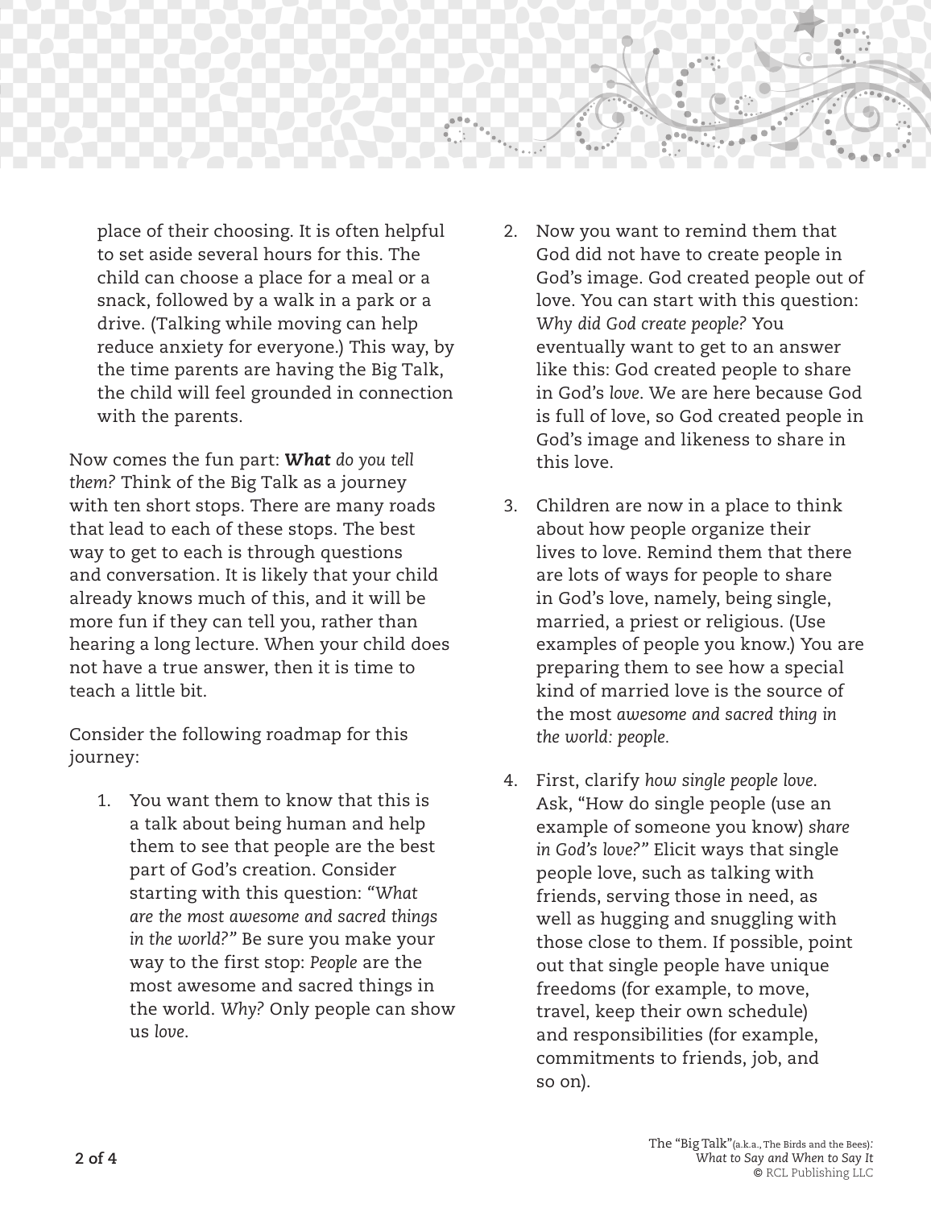place of their choosing. It is often helpful to set aside several hours for this. The child can choose a place for a meal or a snack, followed by a walk in a park or a drive. (Talking while moving can help reduce anxiety for everyone.) This way, by the time parents are having the Big Talk, the child will feel grounded in connection with the parents.

Now comes the fun part: ***What*** *do you tell them?* Think of the Big Talk as a journey with ten short stops. There are many roads that lead to each of these stops. The best way to get to each is through questions and conversation. It is likely that your child already knows much of this, and it will be more fun if they can tell you, rather than hearing a long lecture. When your child does not have a true answer, then it is time to teach a little bit.

Consider the following roadmap for this journey:

1. You want them to know that this is a talk about being human and help them to see that people are the best part of God's creation. Consider starting with this question: *"What are the most awesome and sacred things in the world?"* Be sure you make your way to the first stop: *People* are the most awesome and sacred things in the world. *Why?* Only people can show us *love*.

2. Now you want to remind them that God did not have to create people in God's image. God created people out of love. You can start with this question: *Why did God create people?* You eventually want to get to an answer like this: God created people to share in God's *love*. We are here because God is full of love, so God created people in God's image and likeness to share in this love.

3. Children are now in a place to think about how people organize their lives to love. Remind them that there are lots of ways for people to share in God's love, namely, being single, married, a priest or religious. (Use examples of people you know.) You are preparing them to see how a special kind of married love is the source of the most *awesome and sacred thing in the world: people.*

4. First, clarify *how single people love.* Ask, "How do single people (use an example of someone you know) *share in God's love?"* Elicit ways that single people love, such as talking with friends, serving those in need, as well as hugging and snuggling with those close to them. If possible, point out that single people have unique freedoms (for example, to move, travel, keep their own schedule) and responsibilities (for example, commitments to friends, job, and so on).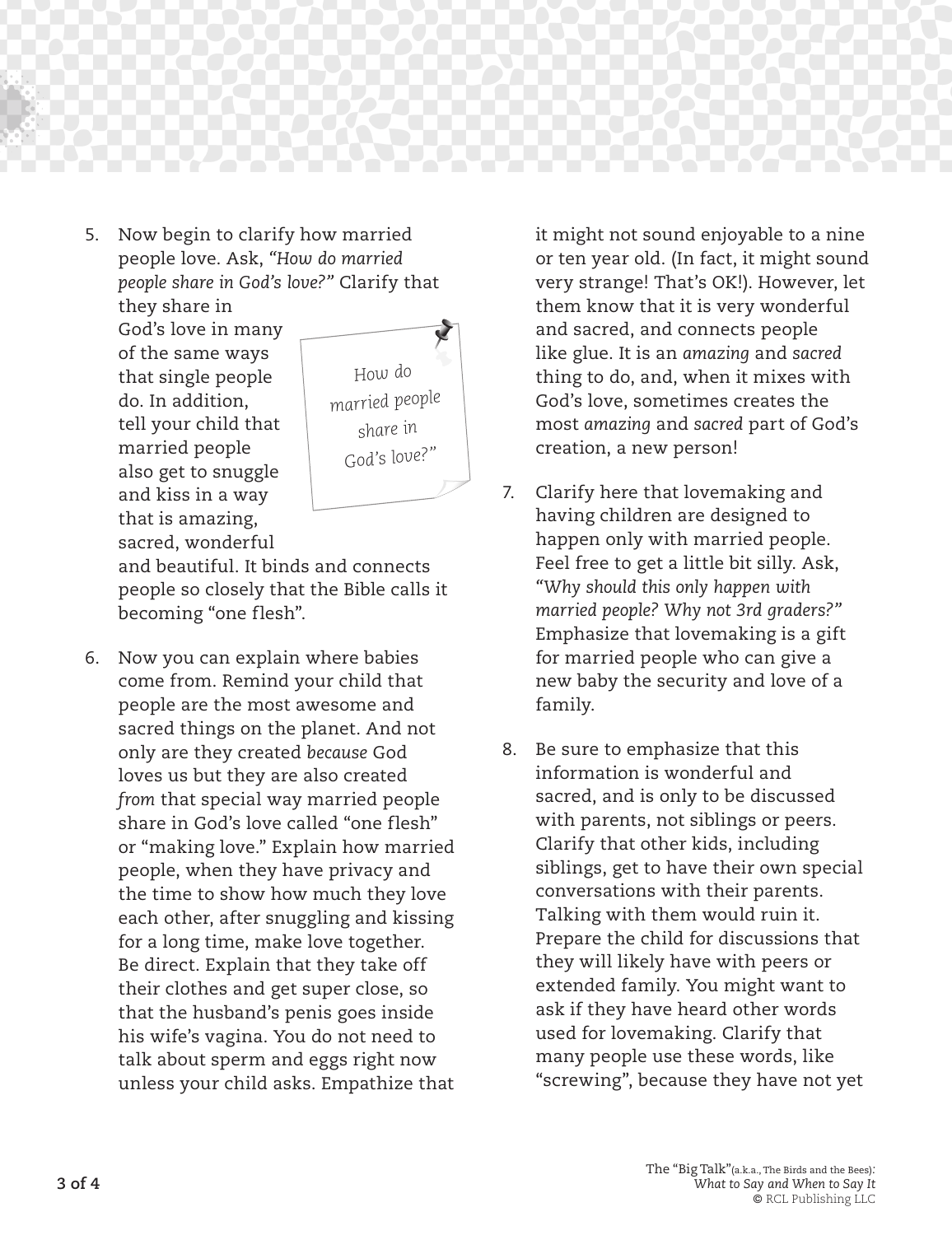5. Now begin to clarify how married people love. Ask, *"How do married people share in God's love?"* Clarify that they share in God's love in many of the same ways that single people do. In addition, tell your child that married people also get to snuggle and kiss in a way that is amazing, sacred, wonderful and beautiful. It binds and connects people so closely that the Bible calls it becoming "one flesh".

   *How do married people share in God's love?"*

6. Now you can explain where babies come from. Remind your child that people are the most awesome and sacred things on the planet. And not only are they created *because* God loves us but they are also created *from* that special way married people share in God's love called "one flesh" or "making love." Explain how married people, when they have privacy and the time to show how much they love each other, after snuggling and kissing for a long time, make love together. Be direct. Explain that they take off their clothes and get super close, so that the husband's penis goes inside his wife's vagina. You do not need to talk about sperm and eggs right now unless your child asks. Empathize that it might not sound enjoyable to a nine or ten year old. (In fact, it might sound very strange! That's OK!). However, let them know that it is very wonderful and sacred, and connects people like glue. It is an *amazing* and *sacred* thing to do, and, when it mixes with God's love, sometimes creates the most *amazing* and *sacred* part of God's creation, a new person!

7. Clarify here that lovemaking and having children are designed to happen only with married people. Feel free to get a little bit silly. Ask, *"Why should this only happen with married people? Why not 3rd graders?"* Emphasize that lovemaking is a gift for married people who can give a new baby the security and love of a family.

8. Be sure to emphasize that this information is wonderful and sacred, and is only to be discussed with parents, not siblings or peers. Clarify that other kids, including siblings, get to have their own special conversations with their parents. Talking with them would ruin it. Prepare the child for discussions that they will likely have with peers or extended family. You might want to ask if they have heard other words used for lovemaking. Clarify that many people use these words, like "screwing", because they have not yet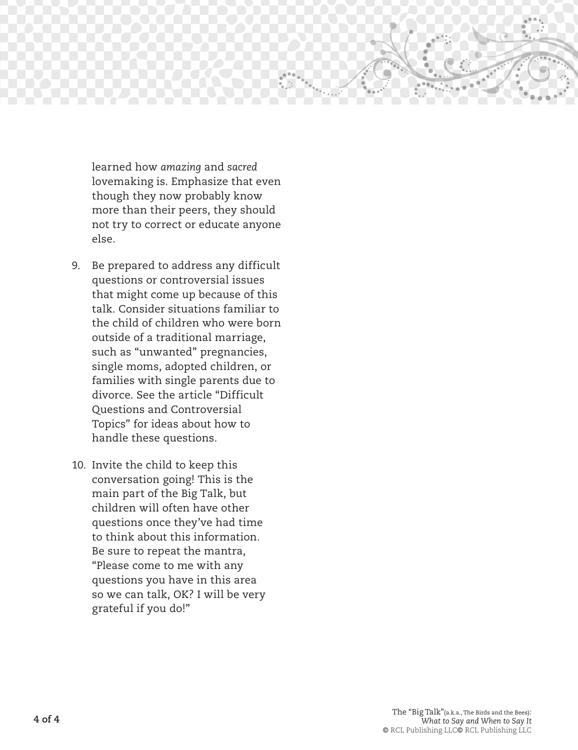learned how *amazing* and *sacred* lovemaking is. Emphasize that even though they now probably know more than their peers, they should not try to correct or educate anyone else.

9. Be prepared to address any difficult questions or controversial issues that might come up because of this talk. Consider situations familiar to the child of children who were born outside of a traditional marriage, such as "unwanted" pregnancies, single moms, adopted children, or families with single parents due to divorce. See the article "Difficult Questions and Controversial Topics" for ideas about how to handle these questions.

10. Invite the child to keep this conversation going! This is the main part of the Big Talk, but children will often have other questions once they've had time to think about this information. Be sure to repeat the mantra, "Please come to me with any questions you have in this area so we can talk, OK? I will be very grateful if you do!"